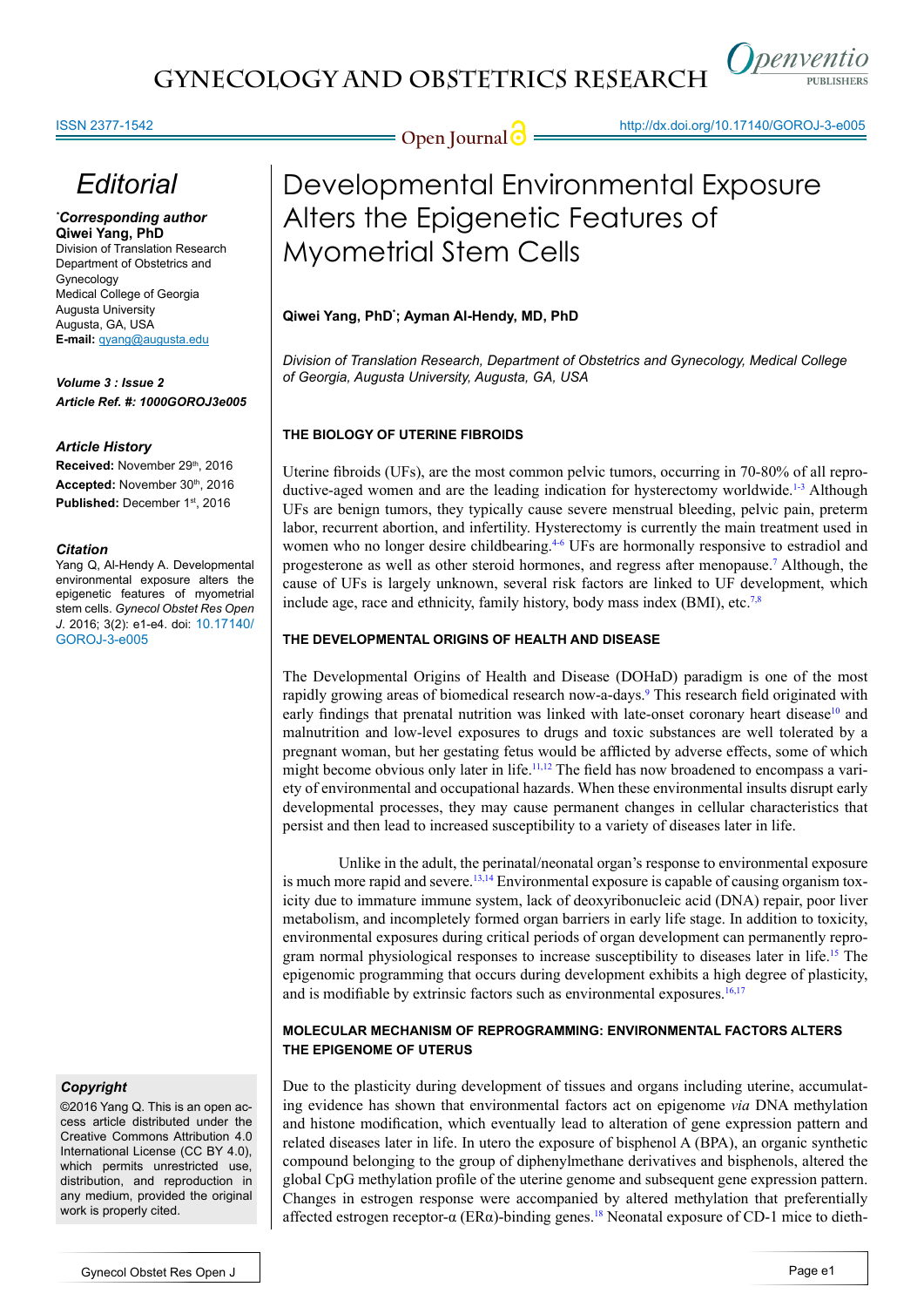# Editorial

**\*Corresponding author**
**Qiwei Yang, PhD**
Division of Translation Research
Department of Obstetrics and Gynecology
Medical College of Georgia
Augusta University
Augusta, GA, USA
**E-mail:** qyang@augusta.edu

***Volume 3 : Issue 2***
***Article Ref. #: 1000GOROJ3e005***

***Article History***
**Received:** November 29th, 2016
**Accepted:** November 30th, 2016
**Published:** December 1st, 2016

***Citation***
Yang Q, Al-Hendy A. Developmental environmental exposure alters the epigenetic features of myometrial stem cells. *Gynecol Obstet Res Open J*. 2016; 3(2): e1-e4. doi: 10.17140/GOROJ-3-e005

***Copyright***
©2016 Yang Q. This is an open access article distributed under the Creative Commons Attribution 4.0 International License (CC BY 4.0), which permits unrestricted use, distribution, and reproduction in any medium, provided the original work is properly cited.

# Developmental Environmental Exposure Alters the Epigenetic Features of Myometrial Stem Cells

**Qiwei Yang, PhD\*; Ayman Al-Hendy, MD, PhD**

*Division of Translation Research, Department of Obstetrics and Gynecology, Medical College of Georgia, Augusta University, Augusta, GA, USA*

## THE BIOLOGY OF UTERINE FIBROIDS

Uterine fibroids (UFs), are the most common pelvic tumors, occurring in 70-80% of all reproductive-aged women and are the leading indication for hysterectomy worldwide.[1-3] Although UFs are benign tumors, they typically cause severe menstrual bleeding, pelvic pain, preterm labor, recurrent abortion, and infertility. Hysterectomy is currently the main treatment used in women who no longer desire childbearing.[4-6] UFs are hormonally responsive to estradiol and progesterone as well as other steroid hormones, and regress after menopause.[7] Although, the cause of UFs is largely unknown, several risk factors are linked to UF development, which include age, race and ethnicity, family history, body mass index (BMI), etc.[7,8]

## THE DEVELOPMENTAL ORIGINS OF HEALTH AND DISEASE

The Developmental Origins of Health and Disease (DOHaD) paradigm is one of the most rapidly growing areas of biomedical research now-a-days.[9] This research field originated with early findings that prenatal nutrition was linked with late-onset coronary heart disease[10] and malnutrition and low-level exposures to drugs and toxic substances are well tolerated by a pregnant woman, but her gestating fetus would be afflicted by adverse effects, some of which might become obvious only later in life.[11,12] The field has now broadened to encompass a variety of environmental and occupational hazards. When these environmental insults disrupt early developmental processes, they may cause permanent changes in cellular characteristics that persist and then lead to increased susceptibility to a variety of diseases later in life.

Unlike in the adult, the perinatal/neonatal organ's response to environmental exposure is much more rapid and severe.[13,14] Environmental exposure is capable of causing organism toxicity due to immature immune system, lack of deoxyribonucleic acid (DNA) repair, poor liver metabolism, and incompletely formed organ barriers in early life stage. In addition to toxicity, environmental exposures during critical periods of organ development can permanently reprogram normal physiological responses to increase susceptibility to diseases later in life.[15] The epigenomic programming that occurs during development exhibits a high degree of plasticity, and is modifiable by extrinsic factors such as environmental exposures.[16,17]

## MOLECULAR MECHANISM OF REPROGRAMMING: ENVIRONMENTAL FACTORS ALTERS THE EPIGENOME OF UTERUS

Due to the plasticity during development of tissues and organs including uterine, accumulating evidence has shown that environmental factors act on epigenome *via* DNA methylation and histone modification, which eventually lead to alteration of gene expression pattern and related diseases later in life. In utero the exposure of bisphenol A (BPA), an organic synthetic compound belonging to the group of diphenylmethane derivatives and bisphenols, altered the global CpG methylation profile of the uterine genome and subsequent gene expression pattern. Changes in estrogen response were accompanied by altered methylation that preferentially affected estrogen receptor-α (ERα)-binding genes.[18] Neonatal exposure of CD-1 mice to dieth-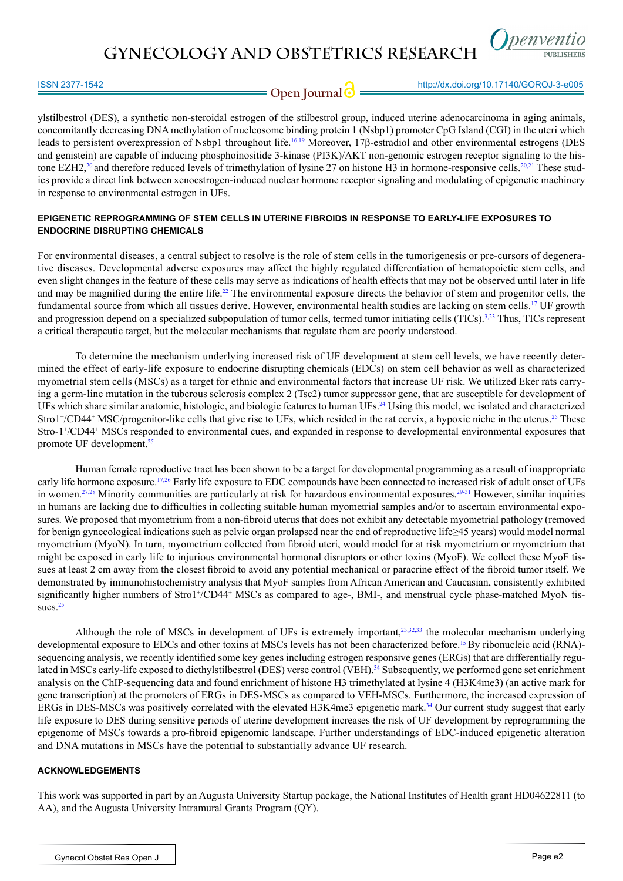ylstilbestrol (DES), a synthetic non-steroidal estrogen of the stilbestrol group, induced uterine adenocarcinoma in aging animals, concomitantly decreasing DNA methylation of nucleosome binding protein 1 (Nsbp1) promoter CpG Island (CGI) in the uteri which leads to persistent overexpression of Nsbp1 throughout life.[16,19] Moreover, 17β-estradiol and other environmental estrogens (DES and genistein) are capable of inducing phosphoinositide 3-kinase (PI3K)/AKT non-genomic estrogen receptor signaling to the histone EZH2,[20] and therefore reduced levels of trimethylation of lysine 27 on histone H3 in hormone-responsive cells.[20,21] These studies provide a direct link between xenoestrogen-induced nuclear hormone receptor signaling and modulating of epigenetic machinery in response to environmental estrogen in UFs.

## EPIGENETIC REPROGRAMMING OF STEM CELLS IN UTERINE FIBROIDS IN RESPONSE TO EARLY-LIFE EXPOSURES TO ENDOCRINE DISRUPTING CHEMICALS

For environmental diseases, a central subject to resolve is the role of stem cells in the tumorigenesis or pre-cursors of degenerative diseases. Developmental adverse exposures may affect the highly regulated differentiation of hematopoietic stem cells, and even slight changes in the feature of these cells may serve as indications of health effects that may not be observed until later in life and may be magnified during the entire life.[22] The environmental exposure directs the behavior of stem and progenitor cells, the fundamental source from which all tissues derive. However, environmental health studies are lacking on stem cells.[17] UF growth and progression depend on a specialized subpopulation of tumor cells, termed tumor initiating cells (TICs).[3,23] Thus, TICs represent a critical therapeutic target, but the molecular mechanisms that regulate them are poorly understood.

To determine the mechanism underlying increased risk of UF development at stem cell levels, we have recently determined the effect of early-life exposure to endocrine disrupting chemicals (EDCs) on stem cell behavior as well as characterized myometrial stem cells (MSCs) as a target for ethnic and environmental factors that increase UF risk. We utilized Eker rats carrying a germ-line mutation in the tuberous sclerosis complex 2 (Tsc2) tumor suppressor gene, that are susceptible for development of UFs which share similar anatomic, histologic, and biologic features to human UFs.[24] Using this model, we isolated and characterized Stro1$^+$/CD44$^+$ MSC/progenitor-like cells that give rise to UFs, which resided in the rat cervix, a hypoxic niche in the uterus.[25] These Stro-1$^+$/CD44$^+$ MSCs responded to environmental cues, and expanded in response to developmental environmental exposures that promote UF development.[25]

Human female reproductive tract has been shown to be a target for developmental programming as a result of inappropriate early life hormone exposure.[17,26] Early life exposure to EDC compounds have been connected to increased risk of adult onset of UFs in women.[27,28] Minority communities are particularly at risk for hazardous environmental exposures.[29-31] However, similar inquiries in humans are lacking due to difficulties in collecting suitable human myometrial samples and/or to ascertain environmental exposures. We proposed that myometrium from a non-fibroid uterus that does not exhibit any detectable myometrial pathology (removed for benign gynecological indications such as pelvic organ prolapsed near the end of reproductive life≥45 years) would model normal myometrium (MyoN). In turn, myometrium collected from fibroid uteri, would model for at risk myometrium or myometrium that might be exposed in early life to injurious environmental hormonal disruptors or other toxins (MyoF). We collect these MyoF tissues at least 2 cm away from the closest fibroid to avoid any potential mechanical or paracrine effect of the fibroid tumor itself. We demonstrated by immunohistochemistry analysis that MyoF samples from African American and Caucasian, consistently exhibited significantly higher numbers of Stro1$^+$/CD44$^+$ MSCs as compared to age-, BMI-, and menstrual cycle phase-matched MyoN tissues.[25]

Although the role of MSCs in development of UFs is extremely important,[23,32,33] the molecular mechanism underlying developmental exposure to EDCs and other toxins at MSCs levels has not been characterized before.[15] By ribonucleic acid (RNA)-sequencing analysis, we recently identified some key genes including estrogen responsive genes (ERGs) that are differentially regulated in MSCs early-life exposed to diethylstilbestrol (DES) verse control (VEH).[34] Subsequently, we performed gene set enrichment analysis on the ChIP-sequencing data and found enrichment of histone H3 trimethylated at lysine 4 (H3K4me3) (an active mark for gene transcription) at the promoters of ERGs in DES-MSCs as compared to VEH-MSCs. Furthermore, the increased expression of ERGs in DES-MSCs was positively correlated with the elevated H3K4me3 epigenetic mark.[34] Our current study suggest that early life exposure to DES during sensitive periods of uterine development increases the risk of UF development by reprogramming the epigenome of MSCs towards a pro-fibroid epigenomic landscape. Further understandings of EDC-induced epigenetic alteration and DNA mutations in MSCs have the potential to substantially advance UF research.

## ACKNOWLEDGEMENTS

This work was supported in part by an Augusta University Startup package, the National Institutes of Health grant HD04622811 (to AA), and the Augusta University Intramural Grants Program (QY).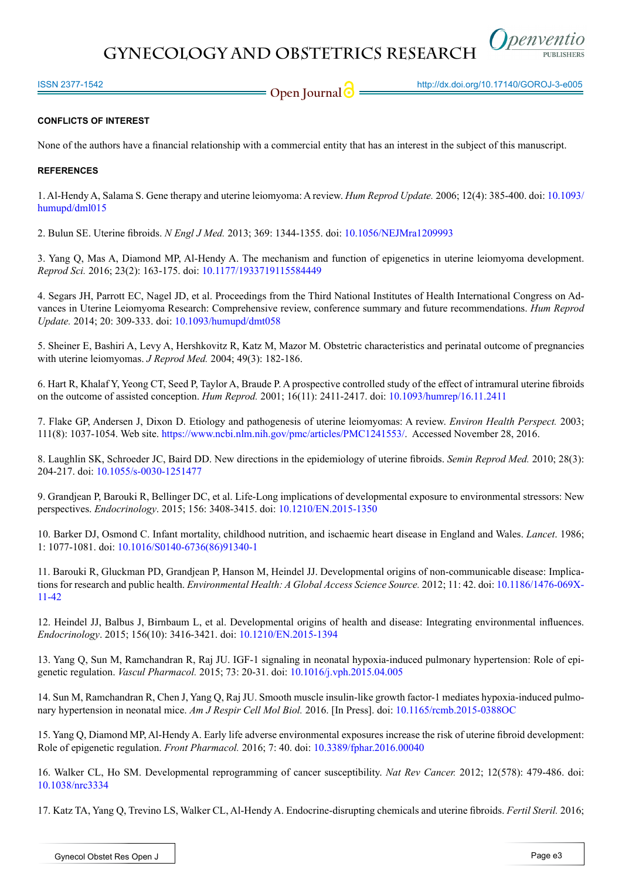#### CONFLICTS OF INTEREST

None of the authors have a financial relationship with a commercial entity that has an interest in the subject of this manuscript.

#### REFERENCES

1. Al-Hendy A, Salama S. Gene therapy and uterine leiomyoma: A review. *Hum Reprod Update.* 2006; 12(4): 385-400. doi: 10.1093/humupd/dml015

2. Bulun SE. Uterine fibroids. *N Engl J Med.* 2013; 369: 1344-1355. doi: 10.1056/NEJMra1209993

3. Yang Q, Mas A, Diamond MP, Al-Hendy A. The mechanism and function of epigenetics in uterine leiomyoma development. *Reprod Sci.* 2016; 23(2): 163-175. doi: 10.1177/1933719115584449

4. Segars JH, Parrott EC, Nagel JD, et al. Proceedings from the Third National Institutes of Health International Congress on Advances in Uterine Leiomyoma Research: Comprehensive review, conference summary and future recommendations. *Hum Reprod Update.* 2014; 20: 309-333. doi: 10.1093/humupd/dmt058

5. Sheiner E, Bashiri A, Levy A, Hershkovitz R, Katz M, Mazor M. Obstetric characteristics and perinatal outcome of pregnancies with uterine leiomyomas. *J Reprod Med.* 2004; 49(3): 182-186.

6. Hart R, Khalaf Y, Yeong CT, Seed P, Taylor A, Braude P. A prospective controlled study of the effect of intramural uterine fibroids on the outcome of assisted conception. *Hum Reprod.* 2001; 16(11): 2411-2417. doi: 10.1093/humrep/16.11.2411

7. Flake GP, Andersen J, Dixon D. Etiology and pathogenesis of uterine leiomyomas: A review. *Environ Health Perspect.* 2003; 111(8): 1037-1054. Web site. https://www.ncbi.nlm.nih.gov/pmc/articles/PMC1241553/. Accessed November 28, 2016.

8. Laughlin SK, Schroeder JC, Baird DD. New directions in the epidemiology of uterine fibroids. *Semin Reprod Med.* 2010; 28(3): 204-217. doi: 10.1055/s-0030-1251477

9. Grandjean P, Barouki R, Bellinger DC, et al. Life-Long implications of developmental exposure to environmental stressors: New perspectives. *Endocrinology*. 2015; 156: 3408-3415. doi: 10.1210/EN.2015-1350

10. Barker DJ, Osmond C. Infant mortality, childhood nutrition, and ischaemic heart disease in England and Wales. *Lancet*. 1986; 1: 1077-1081. doi: 10.1016/S0140-6736(86)91340-1

11. Barouki R, Gluckman PD, Grandjean P, Hanson M, Heindel JJ. Developmental origins of non-communicable disease: Implications for research and public health. *Environmental Health: A Global Access Science Source.* 2012; 11: 42. doi: 10.1186/1476-069X-11-42

12. Heindel JJ, Balbus J, Birnbaum L, et al. Developmental origins of health and disease: Integrating environmental influences. *Endocrinology*. 2015; 156(10): 3416-3421. doi: 10.1210/EN.2015-1394

13. Yang Q, Sun M, Ramchandran R, Raj JU. IGF-1 signaling in neonatal hypoxia-induced pulmonary hypertension: Role of epigenetic regulation. *Vascul Pharmacol.* 2015; 73: 20-31. doi: 10.1016/j.vph.2015.04.005

14. Sun M, Ramchandran R, Chen J, Yang Q, Raj JU. Smooth muscle insulin-like growth factor-1 mediates hypoxia-induced pulmonary hypertension in neonatal mice. *Am J Respir Cell Mol Biol.* 2016. [In Press]. doi: 10.1165/rcmb.2015-0388OC

15. Yang Q, Diamond MP, Al-Hendy A. Early life adverse environmental exposures increase the risk of uterine fibroid development: Role of epigenetic regulation. *Front Pharmacol.* 2016; 7: 40. doi: 10.3389/fphar.2016.00040

16. Walker CL, Ho SM. Developmental reprogramming of cancer susceptibility. *Nat Rev Cancer.* 2012; 12(578): 479-486. doi: 10.1038/nrc3334

17. Katz TA, Yang Q, Trevino LS, Walker CL, Al-Hendy A. Endocrine-disrupting chemicals and uterine fibroids. *Fertil Steril.* 2016;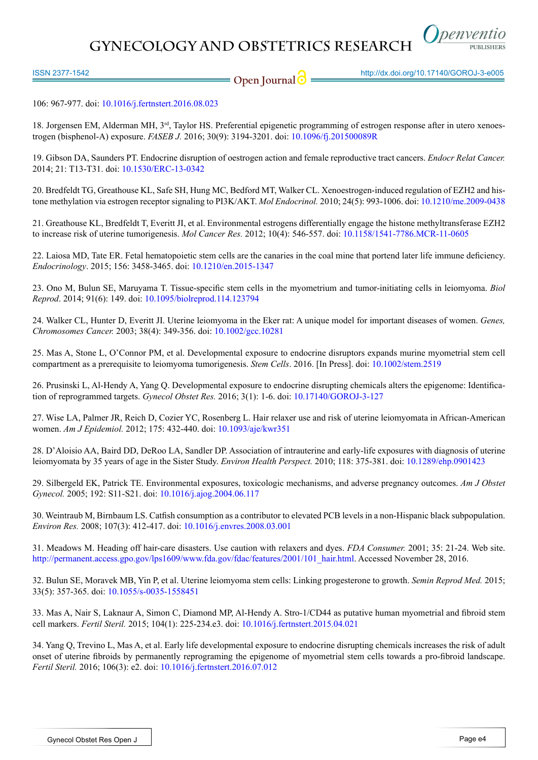106: 967-977. doi: 10.1016/j.fertnstert.2016.08.023

18. Jorgensen EM, Alderman MH, 3rd, Taylor HS. Preferential epigenetic programming of estrogen response after in utero xenoestrogen (bisphenol-A) exposure. *FASEB J.* 2016; 30(9): 3194-3201. doi: 10.1096/fj.201500089R

19. Gibson DA, Saunders PT. Endocrine disruption of oestrogen action and female reproductive tract cancers. *Endocr Relat Cancer.* 2014; 21: T13-T31. doi: 10.1530/ERC-13-0342

20. Bredfeldt TG, Greathouse KL, Safe SH, Hung MC, Bedford MT, Walker CL. Xenoestrogen-induced regulation of EZH2 and histone methylation via estrogen receptor signaling to PI3K/AKT. *Mol Endocrinol.* 2010; 24(5): 993-1006. doi: 10.1210/me.2009-0438

21. Greathouse KL, Bredfeldt T, Everitt JI, et al. Environmental estrogens differentially engage the histone methyltransferase EZH2 to increase risk of uterine tumorigenesis. *Mol Cancer Res.* 2012; 10(4): 546-557. doi: 10.1158/1541-7786.MCR-11-0605

22. Laiosa MD, Tate ER. Fetal hematopoietic stem cells are the canaries in the coal mine that portend later life immune deficiency. *Endocrinology*. 2015; 156: 3458-3465. doi: 10.1210/en.2015-1347

23. Ono M, Bulun SE, Maruyama T. Tissue-specific stem cells in the myometrium and tumor-initiating cells in leiomyoma. *Biol Reprod*. 2014; 91(6): 149. doi: 10.1095/biolreprod.114.123794

24. Walker CL, Hunter D, Everitt JI. Uterine leiomyoma in the Eker rat: A unique model for important diseases of women. *Genes, Chromosomes Cancer.* 2003; 38(4): 349-356. doi: 10.1002/gcc.10281

25. Mas A, Stone L, O'Connor PM, et al. Developmental exposure to endocrine disruptors expands murine myometrial stem cell compartment as a prerequisite to leiomyoma tumorigenesis. *Stem Cells*. 2016. [In Press]. doi: 10.1002/stem.2519

26. Prusinski L, Al-Hendy A, Yang Q. Developmental exposure to endocrine disrupting chemicals alters the epigenome: Identification of reprogrammed targets. *Gynecol Obstet Res.* 2016; 3(1): 1-6. doi: 10.17140/GOROJ-3-127

27. Wise LA, Palmer JR, Reich D, Cozier YC, Rosenberg L. Hair relaxer use and risk of uterine leiomyomata in African-American women. *Am J Epidemiol.* 2012; 175: 432-440. doi: 10.1093/aje/kwr351

28. D'Aloisio AA, Baird DD, DeRoo LA, Sandler DP. Association of intrauterine and early-life exposures with diagnosis of uterine leiomyomata by 35 years of age in the Sister Study. *Environ Health Perspect.* 2010; 118: 375-381. doi: 10.1289/ehp.0901423

29. Silbergeld EK, Patrick TE. Environmental exposures, toxicologic mechanisms, and adverse pregnancy outcomes. *Am J Obstet Gynecol.* 2005; 192: S11-S21. doi: 10.1016/j.ajog.2004.06.117

30. Weintraub M, Birnbaum LS. Catfish consumption as a contributor to elevated PCB levels in a non-Hispanic black subpopulation. *Environ Res.* 2008; 107(3): 412-417. doi: 10.1016/j.envres.2008.03.001

31. Meadows M. Heading off hair-care disasters. Use caution with relaxers and dyes. *FDA Consumer.* 2001; 35: 21-24. Web site. http://permanent.access.gpo.gov/lps1609/www.fda.gov/fdac/features/2001/101_hair.html. Accessed November 28, 2016.

32. Bulun SE, Moravek MB, Yin P, et al. Uterine leiomyoma stem cells: Linking progesterone to growth. *Semin Reprod Med.* 2015; 33(5): 357-365. doi: 10.1055/s-0035-1558451

33. Mas A, Nair S, Laknaur A, Simon C, Diamond MP, Al-Hendy A. Stro-1/CD44 as putative human myometrial and fibroid stem cell markers. *Fertil Steril.* 2015; 104(1): 225-234.e3. doi: 10.1016/j.fertnstert.2015.04.021

34. Yang Q, Trevino L, Mas A, et al. Early life developmental exposure to endocrine disrupting chemicals increases the risk of adult onset of uterine fibroids by permanently reprograming the epigenome of myometrial stem cells towards a pro-fibroid landscape. *Fertil Steril.* 2016; 106(3): e2. doi: 10.1016/j.fertnstert.2016.07.012